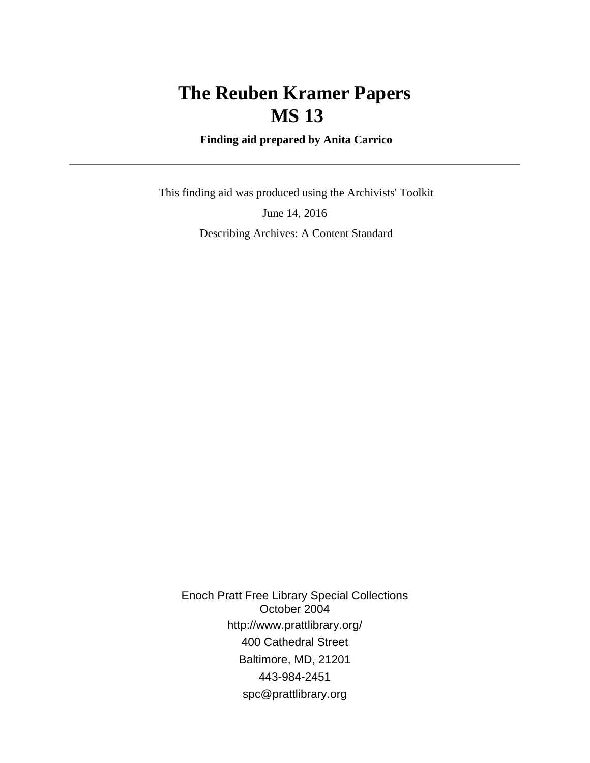# The Reuben Kramer Papers
# MS 13

**Finding aid prepared by Anita Carrico**

---

This finding aid was produced using the Archivists' Toolkit

June 14, 2016

Describing Archives: A Content Standard

Enoch Pratt Free Library Special Collections
October 2004
http://www.prattlibrary.org/
400 Cathedral Street
Baltimore, MD, 21201
443-984-2451
spc@prattlibrary.org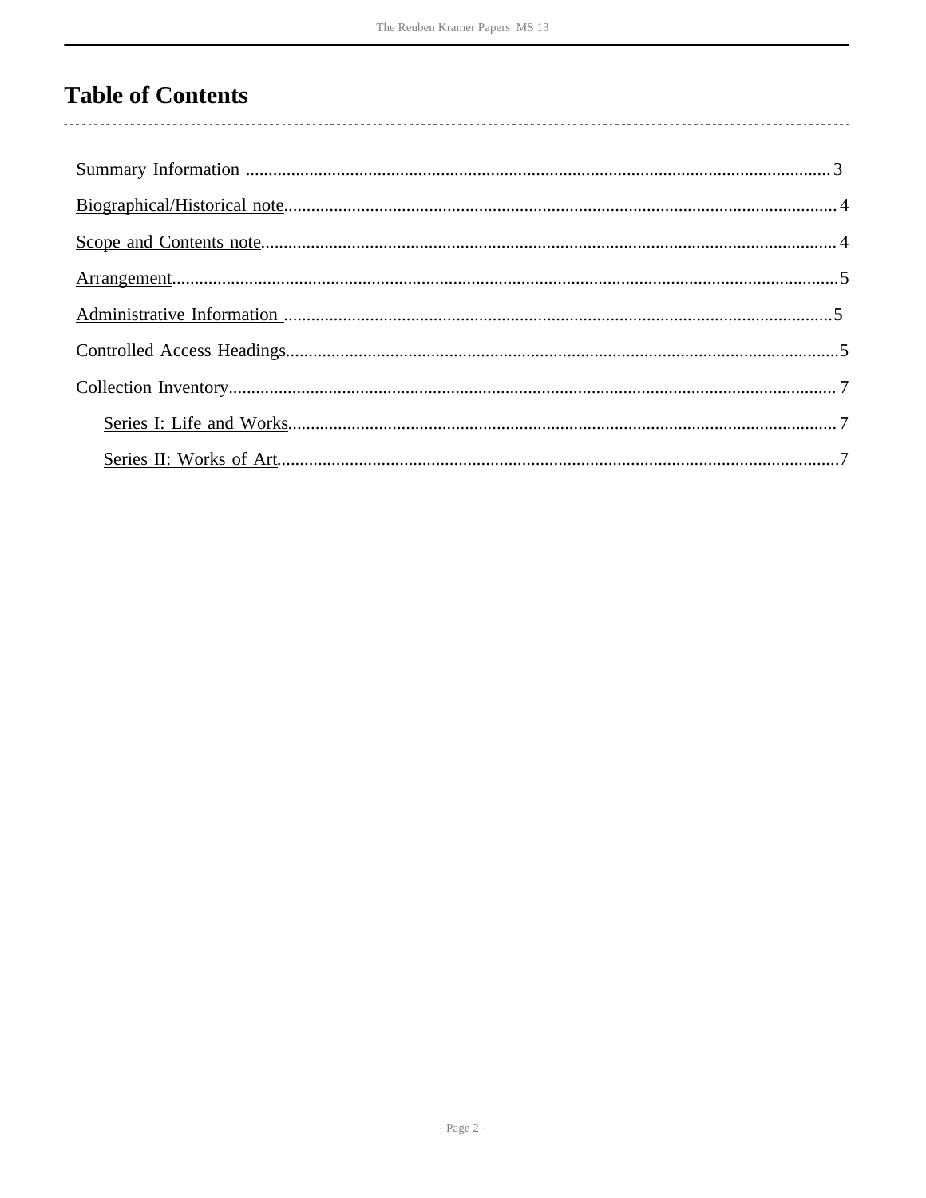# Table of Contents

- Summary Information .......... 3
- Biographical/Historical note .......... 4
- Scope and Contents note .......... 4
- Arrangement .......... 5
- Administrative Information .......... 5
- Controlled Access Headings .......... 5
- Collection Inventory .......... 7
    - Series I: Life and Works .......... 7
    - Series II: Works of Art .......... 7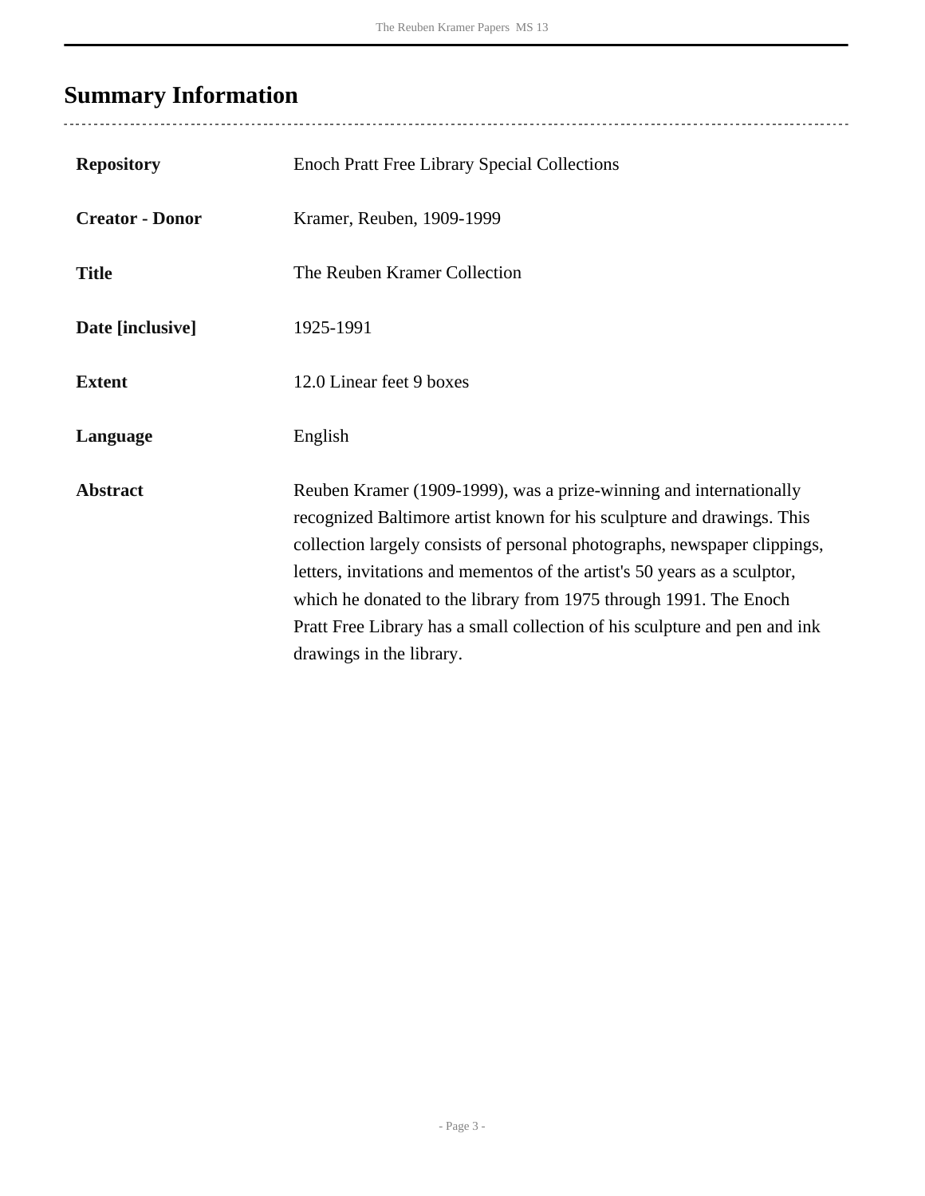# Summary Information

| | |
|---|---|
| **Repository** | Enoch Pratt Free Library Special Collections |
| **Creator - Donor** | Kramer, Reuben, 1909-1999 |
| **Title** | The Reuben Kramer Collection |
| **Date [inclusive]** | 1925-1991 |
| **Extent** | 12.0 Linear feet 9 boxes |
| **Language** | English |
| **Abstract** | Reuben Kramer (1909-1999), was a prize-winning and internationally recognized Baltimore artist known for his sculpture and drawings. This collection largely consists of personal photographs, newspaper clippings, letters, invitations and mementos of the artist's 50 years as a sculptor, which he donated to the library from 1975 through 1991. The Enoch Pratt Free Library has a small collection of his sculpture and pen and ink drawings in the library. |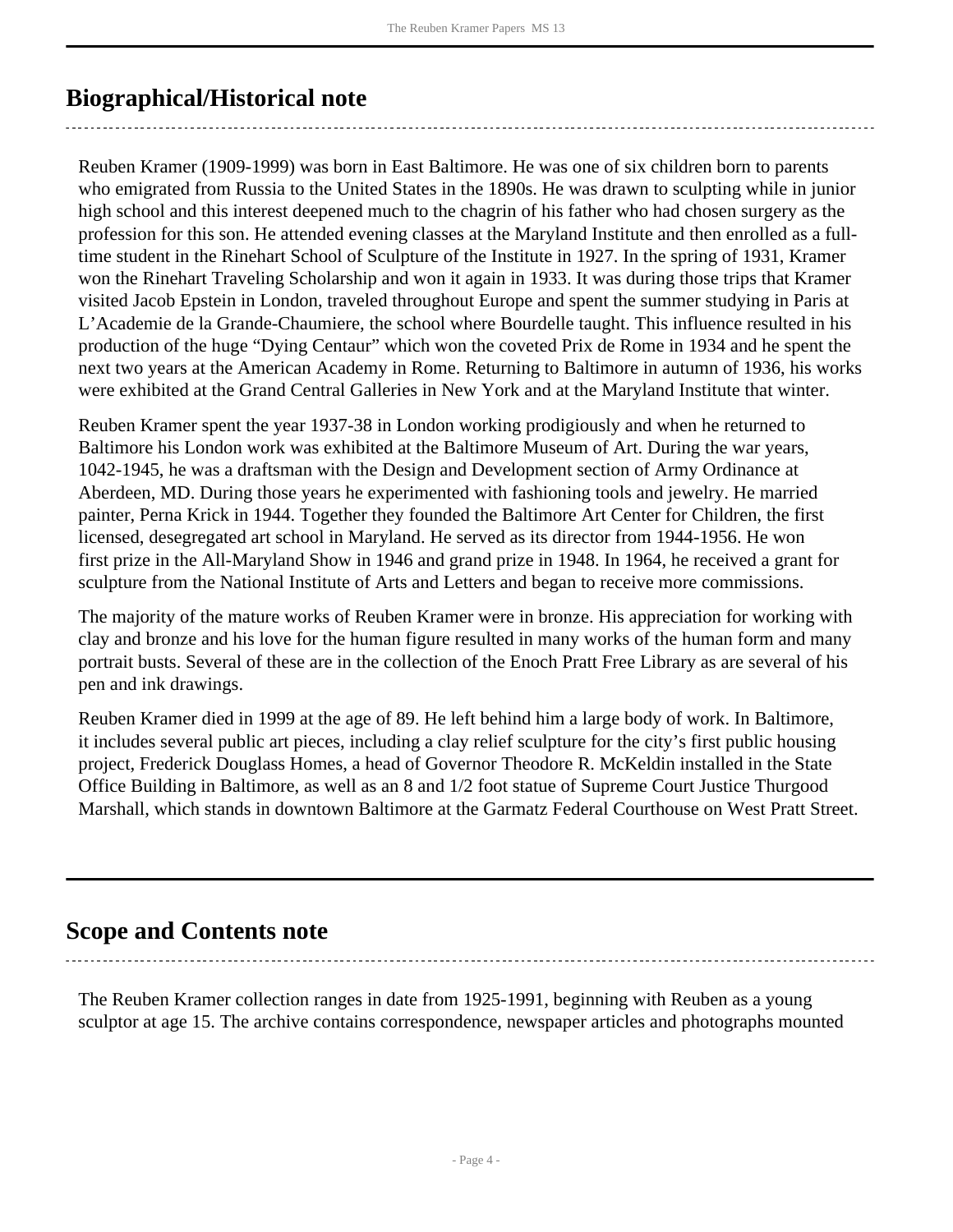## Biographical/Historical note

Reuben Kramer (1909-1999) was born in East Baltimore. He was one of six children born to parents who emigrated from Russia to the United States in the 1890s. He was drawn to sculpting while in junior high school and this interest deepened much to the chagrin of his father who had chosen surgery as the profession for this son. He attended evening classes at the Maryland Institute and then enrolled as a full-time student in the Rinehart School of Sculpture of the Institute in 1927. In the spring of 1931, Kramer won the Rinehart Traveling Scholarship and won it again in 1933. It was during those trips that Kramer visited Jacob Epstein in London, traveled throughout Europe and spent the summer studying in Paris at L'Academie de la Grande-Chaumiere, the school where Bourdelle taught. This influence resulted in his production of the huge "Dying Centaur" which won the coveted Prix de Rome in 1934 and he spent the next two years at the American Academy in Rome. Returning to Baltimore in autumn of 1936, his works were exhibited at the Grand Central Galleries in New York and at the Maryland Institute that winter.

Reuben Kramer spent the year 1937-38 in London working prodigiously and when he returned to Baltimore his London work was exhibited at the Baltimore Museum of Art. During the war years, 1042-1945, he was a draftsman with the Design and Development section of Army Ordinance at Aberdeen, MD. During those years he experimented with fashioning tools and jewelry. He married painter, Perna Krick in 1944. Together they founded the Baltimore Art Center for Children, the first licensed, desegregated art school in Maryland. He served as its director from 1944-1956. He won first prize in the All-Maryland Show in 1946 and grand prize in 1948. In 1964, he received a grant for sculpture from the National Institute of Arts and Letters and began to receive more commissions.

The majority of the mature works of Reuben Kramer were in bronze. His appreciation for working with clay and bronze and his love for the human figure resulted in many works of the human form and many portrait busts. Several of these are in the collection of the Enoch Pratt Free Library as are several of his pen and ink drawings.

Reuben Kramer died in 1999 at the age of 89. He left behind him a large body of work. In Baltimore, it includes several public art pieces, including a clay relief sculpture for the city's first public housing project, Frederick Douglass Homes, a head of Governor Theodore R. McKeldin installed in the State Office Building in Baltimore, as well as an 8 and 1/2 foot statue of Supreme Court Justice Thurgood Marshall, which stands in downtown Baltimore at the Garmatz Federal Courthouse on West Pratt Street.

## Scope and Contents note

The Reuben Kramer collection ranges in date from 1925-1991, beginning with Reuben as a young sculptor at age 15. The archive contains correspondence, newspaper articles and photographs mounted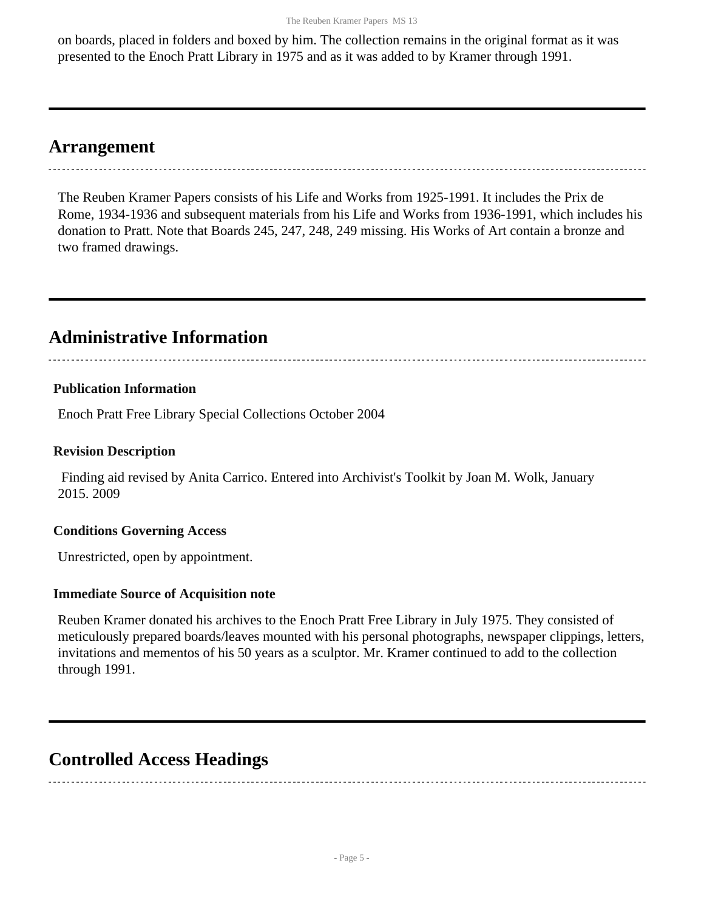on boards, placed in folders and boxed by him. The collection remains in the original format as it was presented to the Enoch Pratt Library in 1975 and as it was added to by Kramer through 1991.

## Arrangement

The Reuben Kramer Papers consists of his Life and Works from 1925-1991. It includes the Prix de Rome, 1934-1936 and subsequent materials from his Life and Works from 1936-1991, which includes his donation to Pratt. Note that Boards 245, 247, 248, 249 missing. His Works of Art contain a bronze and two framed drawings.

## Administrative Information

### Publication Information

Enoch Pratt Free Library Special Collections October 2004

### Revision Description

Finding aid revised by Anita Carrico. Entered into Archivist's Toolkit by Joan M. Wolk, January 2015. 2009

### Conditions Governing Access

Unrestricted, open by appointment.

### Immediate Source of Acquisition note

Reuben Kramer donated his archives to the Enoch Pratt Free Library in July 1975. They consisted of meticulously prepared boards/leaves mounted with his personal photographs, newspaper clippings, letters, invitations and mementos of his 50 years as a sculptor. Mr. Kramer continued to add to the collection through 1991.

## Controlled Access Headings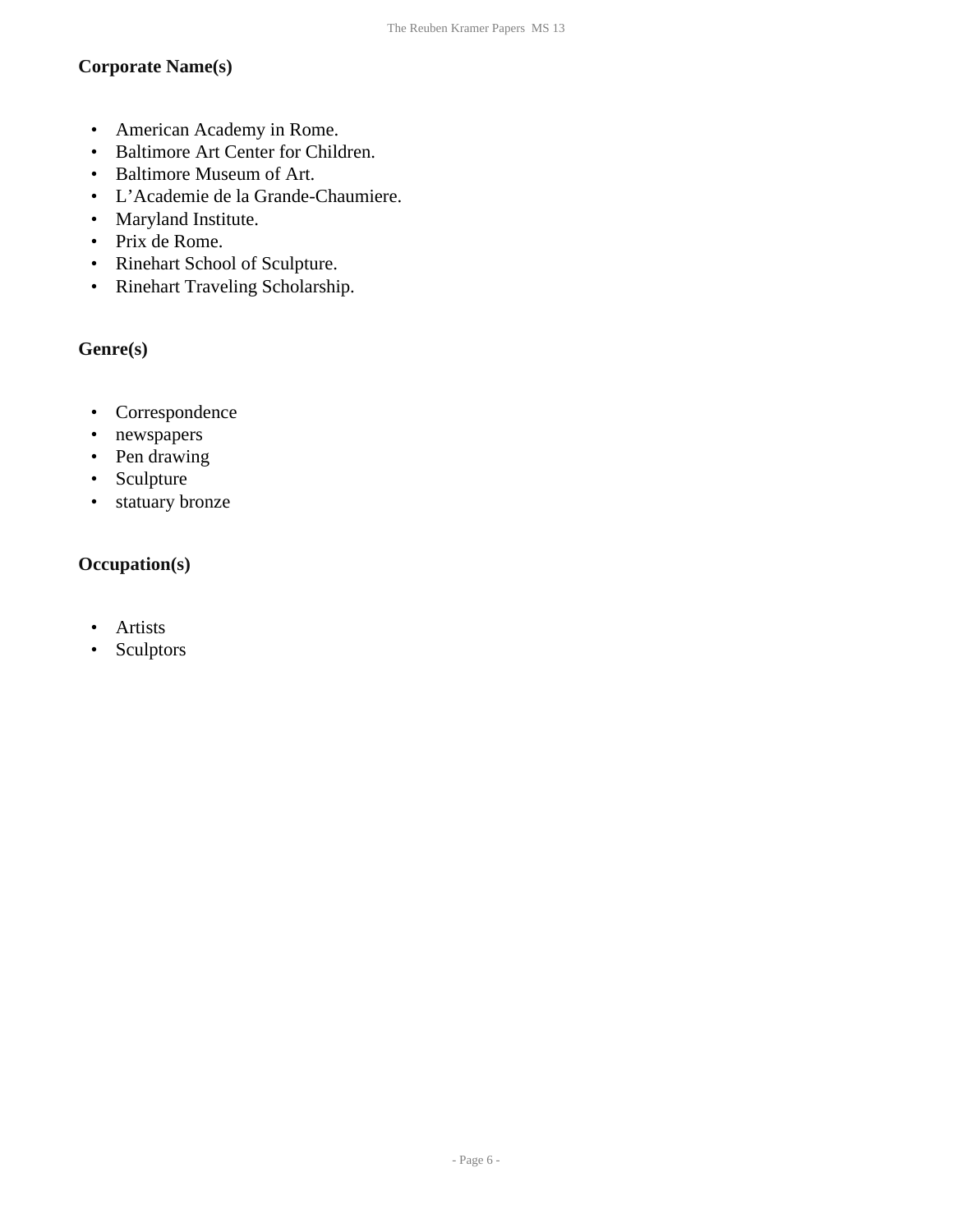### Corporate Name(s)

- American Academy in Rome.
- Baltimore Art Center for Children.
- Baltimore Museum of Art.
- L'Academie de la Grande-Chaumiere.
- Maryland Institute.
- Prix de Rome.
- Rinehart School of Sculpture.
- Rinehart Traveling Scholarship.

### Genre(s)

- Correspondence
- newspapers
- Pen drawing
- Sculpture
- statuary bronze

### Occupation(s)

- Artists
- Sculptors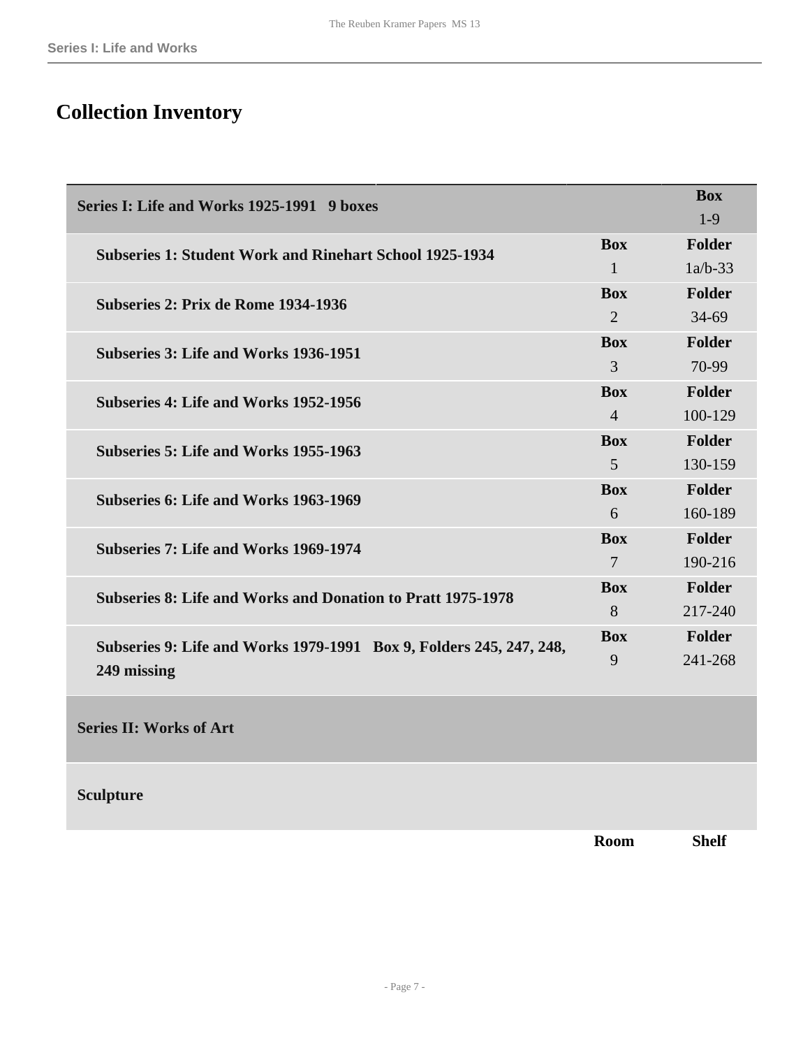# Collection Inventory

| Series I: Life and Works 1925-1991 9 boxes | | Box 1-9 |
|---|---|---|
| **Subseries 1: Student Work and Rinehart School 1925-1934** | **Box** 1 | **Folder** 1a/b-33 |
| **Subseries 2: Prix de Rome 1934-1936** | **Box** 2 | **Folder** 34-69 |
| **Subseries 3: Life and Works 1936-1951** | **Box** 3 | **Folder** 70-99 |
| **Subseries 4: Life and Works 1952-1956** | **Box** 4 | **Folder** 100-129 |
| **Subseries 5: Life and Works 1955-1963** | **Box** 5 | **Folder** 130-159 |
| **Subseries 6: Life and Works 1963-1969** | **Box** 6 | **Folder** 160-189 |
| **Subseries 7: Life and Works 1969-1974** | **Box** 7 | **Folder** 190-216 |
| **Subseries 8: Life and Works and Donation to Pratt 1975-1978** | **Box** 8 | **Folder** 217-240 |
| **Subseries 9: Life and Works 1979-1991 Box 9, Folders 245, 247, 248, 249 missing** | **Box** 9 | **Folder** 241-268 |
| **Series II: Works of Art** | | |
| **Sculpture** | | |
| | **Room** | **Shelf** |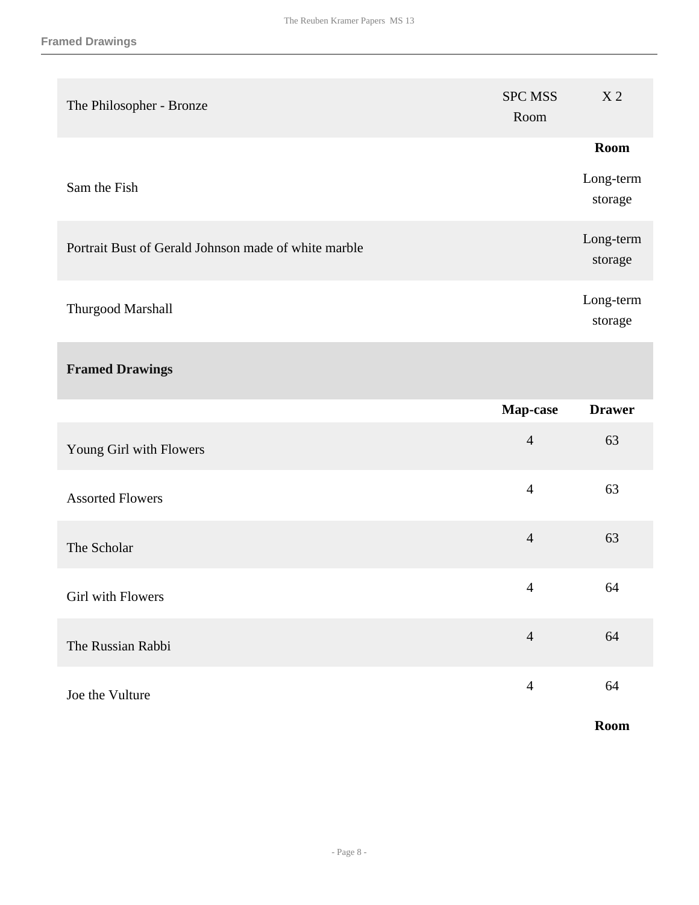| | | |
|---|---|---|
| The Philosopher - Bronze | SPC MSS Room | X 2 |
| | | **Room** |
| Sam the Fish | | Long-term storage |
| Portrait Bust of Gerald Johnson made of white marble | | Long-term storage |
| Thurgood Marshall | | Long-term storage |

## Framed Drawings

| | **Map-case** | **Drawer** |
|---|---|---|
| Young Girl with Flowers | 4 | 63 |
| Assorted Flowers | 4 | 63 |
| The Scholar | 4 | 63 |
| Girl with Flowers | 4 | 64 |
| The Russian Rabbi | 4 | 64 |
| Joe the Vulture | 4 | 64 |
| | | **Room** |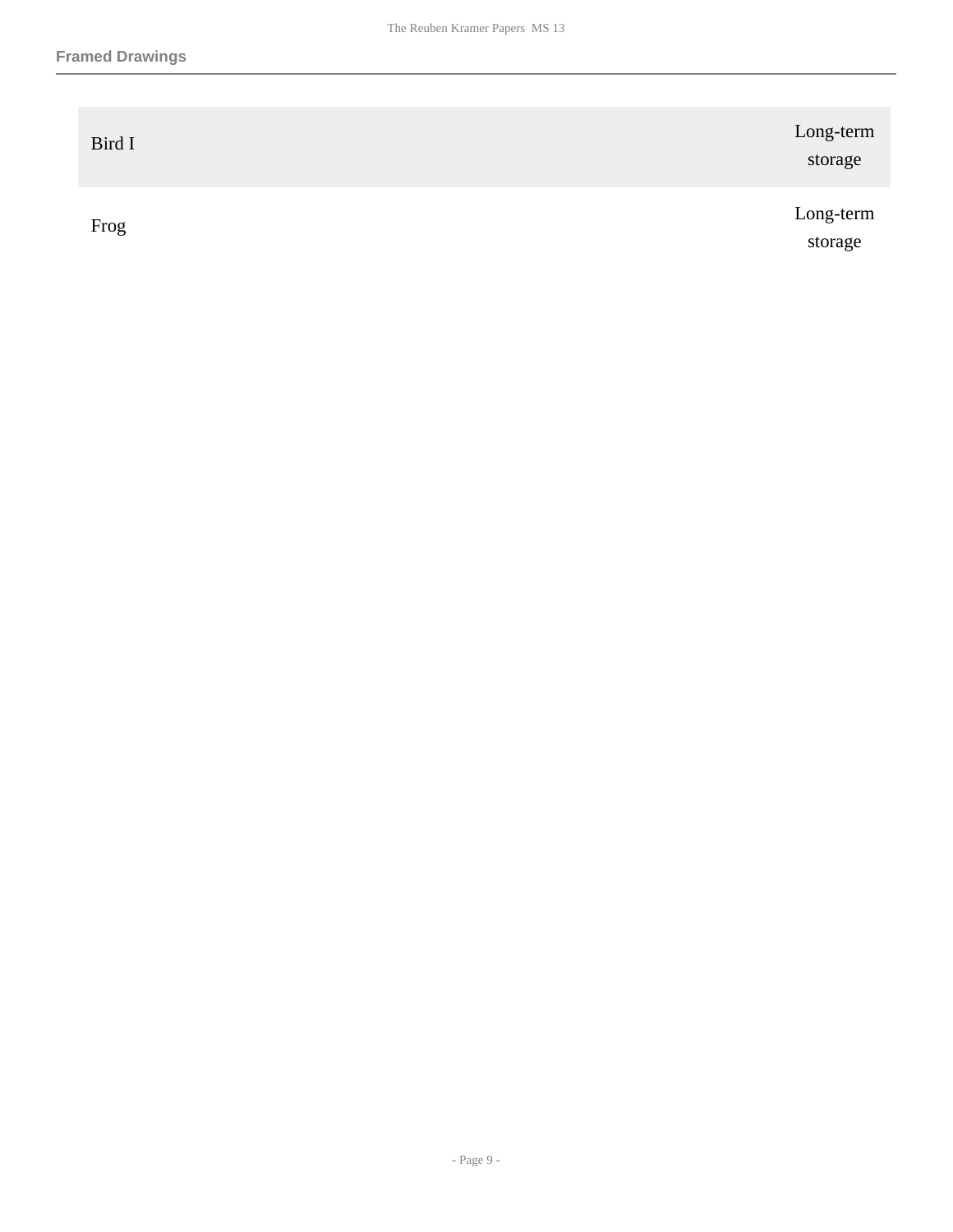## Framed Drawings

| | |
|---|---|
| Bird I | Long-term storage |
| Frog | Long-term storage |